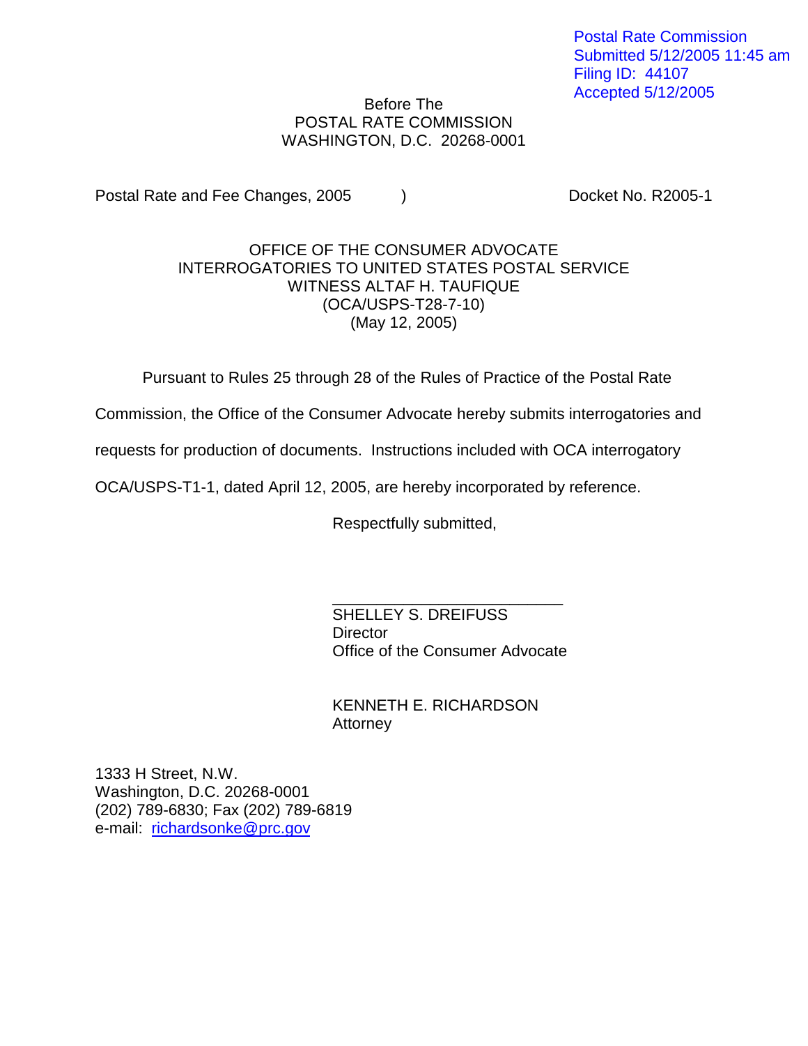Postal Rate Commission
Submitted 5/12/2005 11:45 am
Filing ID: 44107
Accepted 5/12/2005

Before The
POSTAL RATE COMMISSION
WASHINGTON, D.C. 20268-0001

Postal Rate and Fee Changes, 2005 ) Docket No. R2005-1

OFFICE OF THE CONSUMER ADVOCATE
INTERROGATORIES TO UNITED STATES POSTAL SERVICE
WITNESS ALTAF H. TAUFIQUE
(OCA/USPS-T28-7-10)
(May 12, 2005)

Pursuant to Rules 25 through 28 of the Rules of Practice of the Postal Rate Commission, the Office of the Consumer Advocate hereby submits interrogatories and requests for production of documents. Instructions included with OCA interrogatory OCA/USPS-T1-1, dated April 12, 2005, are hereby incorporated by reference.

Respectfully submitted,

___________________________
SHELLEY S. DREIFUSS
Director
Office of the Consumer Advocate

KENNETH E. RICHARDSON
Attorney

1333 H Street, N.W.
Washington, D.C. 20268-0001
(202) 789-6830; Fax (202) 789-6819
e-mail: richardsonke@prc.gov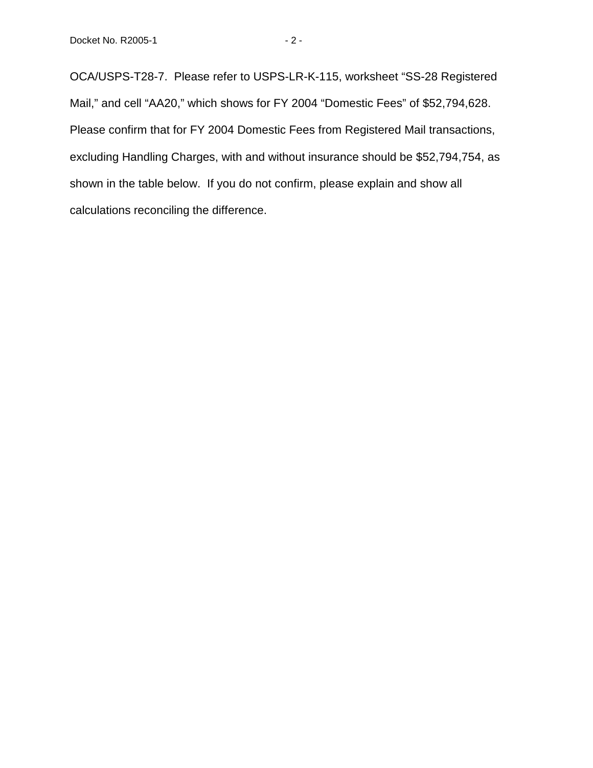OCA/USPS-T28-7. Please refer to USPS-LR-K-115, worksheet “SS-28 Registered Mail,” and cell “AA20,” which shows for FY 2004 “Domestic Fees” of $52,794,628. Please confirm that for FY 2004 Domestic Fees from Registered Mail transactions, excluding Handling Charges, with and without insurance should be $52,794,754, as shown in the table below. If you do not confirm, please explain and show all calculations reconciling the difference.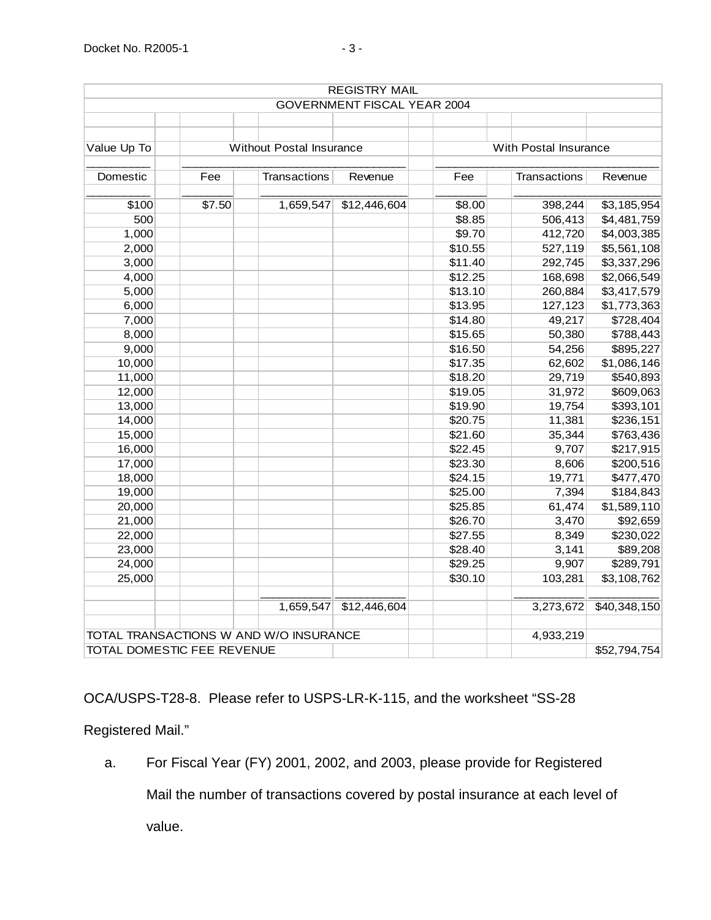| REGISTRY MAIL | | | | | | |
|---|---|---|---|---|---|---|
| GOVERNMENT FISCAL YEAR 2004 | | | | | | |
| Value Up To | Without Postal Insurance | | | With Postal Insurance | | |
| Domestic | Fee | Transactions | Revenue | Fee | Transactions | Revenue |
| $100 | $7.50 | 1,659,547 | $12,446,604 | $8.00 | 398,244 | $3,185,954 |
| 500 | | | | $8.85 | 506,413 | $4,481,759 |
| 1,000 | | | | $9.70 | 412,720 | $4,003,385 |
| 2,000 | | | | $10.55 | 527,119 | $5,561,108 |
| 3,000 | | | | $11.40 | 292,745 | $3,337,296 |
| 4,000 | | | | $12.25 | 168,698 | $2,066,549 |
| 5,000 | | | | $13.10 | 260,884 | $3,417,579 |
| 6,000 | | | | $13.95 | 127,123 | $1,773,363 |
| 7,000 | | | | $14.80 | 49,217 | $728,404 |
| 8,000 | | | | $15.65 | 50,380 | $788,443 |
| 9,000 | | | | $16.50 | 54,256 | $895,227 |
| 10,000 | | | | $17.35 | 62,602 | $1,086,146 |
| 11,000 | | | | $18.20 | 29,719 | $540,893 |
| 12,000 | | | | $19.05 | 31,972 | $609,063 |
| 13,000 | | | | $19.90 | 19,754 | $393,101 |
| 14,000 | | | | $20.75 | 11,381 | $236,151 |
| 15,000 | | | | $21.60 | 35,344 | $763,436 |
| 16,000 | | | | $22.45 | 9,707 | $217,915 |
| 17,000 | | | | $23.30 | 8,606 | $200,516 |
| 18,000 | | | | $24.15 | 19,771 | $477,470 |
| 19,000 | | | | $25.00 | 7,394 | $184,843 |
| 20,000 | | | | $25.85 | 61,474 | $1,589,110 |
| 21,000 | | | | $26.70 | 3,470 | $92,659 |
| 22,000 | | | | $27.55 | 8,349 | $230,022 |
| 23,000 | | | | $28.40 | 3,141 | $89,208 |
| 24,000 | | | | $29.25 | 9,907 | $289,791 |
| 25,000 | | | | $30.10 | 103,281 | $3,108,762 |
| | | 1,659,547 | $12,446,604 | | 3,273,672 | $40,348,150 |
| TOTAL TRANSACTIONS W AND W/O INSURANCE | | | | | 4,933,219 | |
| TOTAL DOMESTIC FEE REVENUE | | | | | | $52,794,754 |

OCA/USPS-T28-8. Please refer to USPS-LR-K-115, and the worksheet "SS-28 Registered Mail."

a. For Fiscal Year (FY) 2001, 2002, and 2003, please provide for Registered Mail the number of transactions covered by postal insurance at each level of value.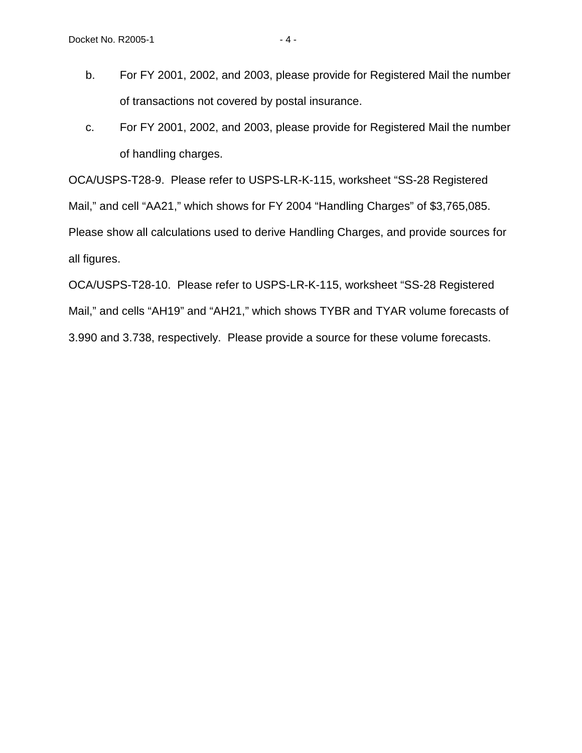b. For FY 2001, 2002, and 2003, please provide for Registered Mail the number of transactions not covered by postal insurance.

c. For FY 2001, 2002, and 2003, please provide for Registered Mail the number of handling charges.

OCA/USPS-T28-9. Please refer to USPS-LR-K-115, worksheet "SS-28 Registered Mail," and cell "AA21," which shows for FY 2004 "Handling Charges" of $3,765,085. Please show all calculations used to derive Handling Charges, and provide sources for all figures.

OCA/USPS-T28-10. Please refer to USPS-LR-K-115, worksheet "SS-28 Registered Mail," and cells "AH19" and "AH21," which shows TYBR and TYAR volume forecasts of 3.990 and 3.738, respectively. Please provide a source for these volume forecasts.